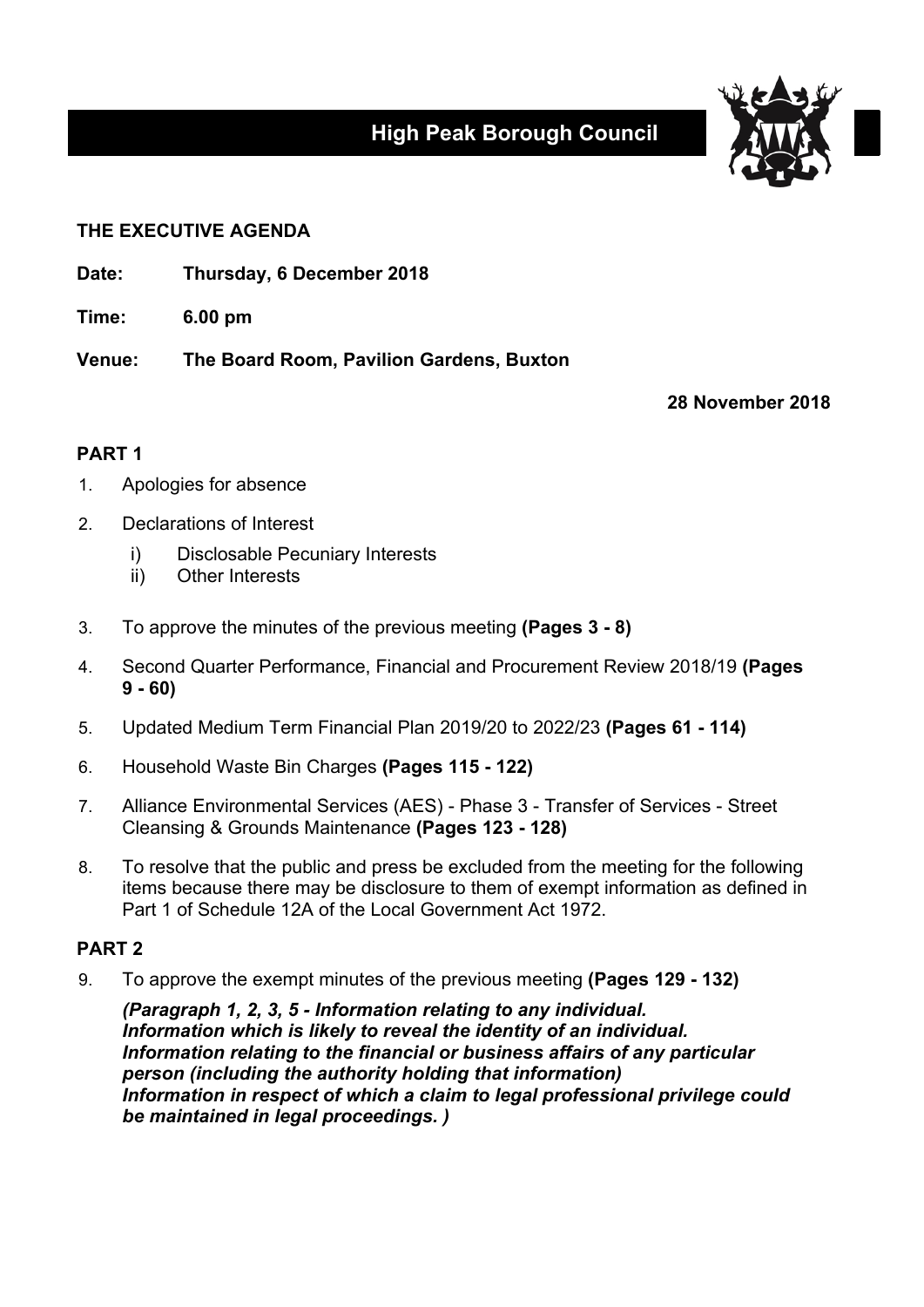# High Peak Borough Council

## THE EXECUTIVE AGENDA

**Date:** **Thursday, 6 December 2018**

**Time:** **6.00 pm**

**Venue:** **The Board Room, Pavilion Gardens, Buxton**

**28 November 2018**

### PART 1

1. Apologies for absence
2. Declarations of Interest
   i) Disclosable Pecuniary Interests
   ii) Other Interests
3. To approve the minutes of the previous meeting **(Pages 3 - 8)**
4. Second Quarter Performance, Financial and Procurement Review 2018/19 **(Pages 9 - 60)**
5. Updated Medium Term Financial Plan 2019/20 to 2022/23 **(Pages 61 - 114)**
6. Household Waste Bin Charges **(Pages 115 - 122)**
7. Alliance Environmental Services (AES) - Phase 3 - Transfer of Services - Street Cleansing & Grounds Maintenance **(Pages 123 - 128)**
8. To resolve that the public and press be excluded from the meeting for the following items because there may be disclosure to them of exempt information as defined in Part 1 of Schedule 12A of the Local Government Act 1972.

### PART 2

9. To approve the exempt minutes of the previous meeting **(Pages 129 - 132)**

   ***(Paragraph 1, 2, 3, 5 - Information relating to any individual. Information which is likely to reveal the identity of an individual. Information relating to the financial or business affairs of any particular person (including the authority holding that information) Information in respect of which a claim to legal professional privilege could be maintained in legal proceedings. )***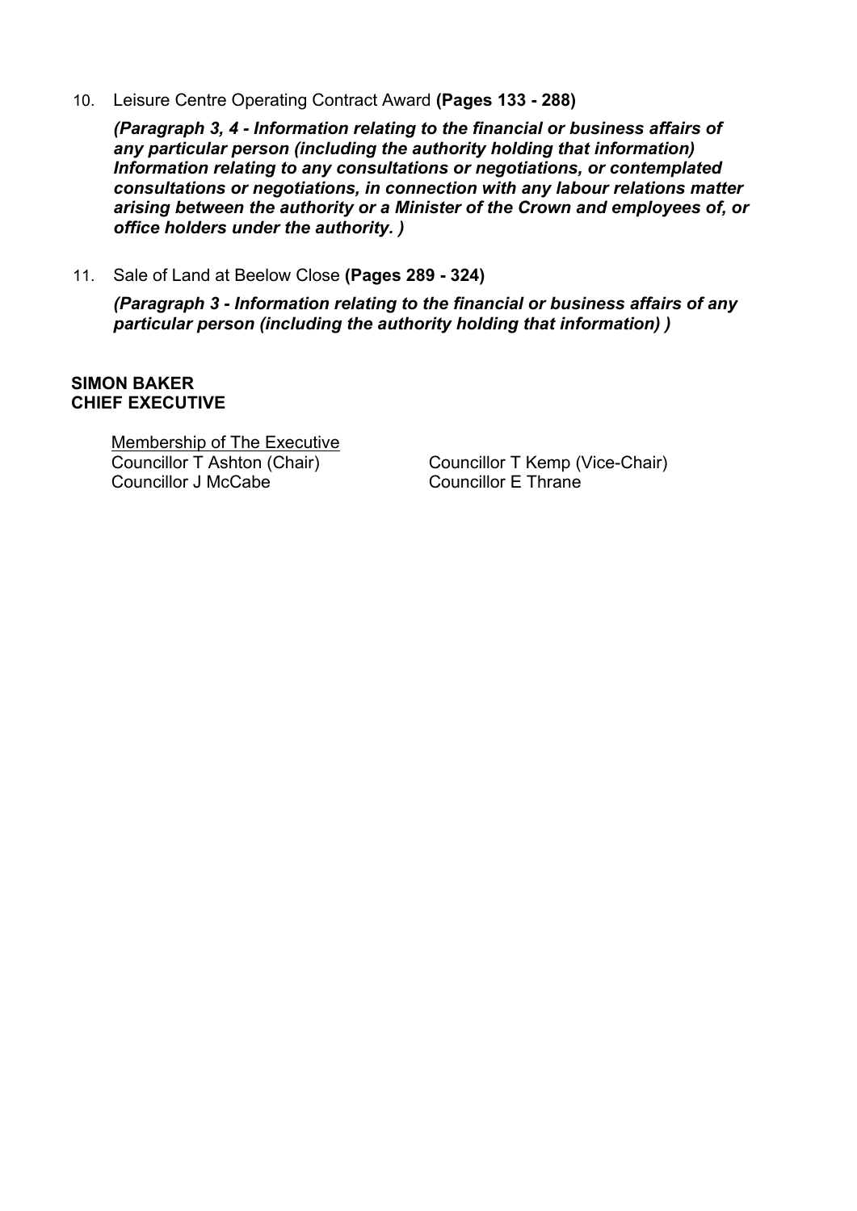10. Leisure Centre Operating Contract Award **(Pages 133 - 288)**

    ***(Paragraph 3, 4 - Information relating to the financial or business affairs of any particular person (including the authority holding that information) Information relating to any consultations or negotiations, or contemplated consultations or negotiations, in connection with any labour relations matter arising between the authority or a Minister of the Crown and employees of, or office holders under the authority. )***

11. Sale of Land at Beelow Close **(Pages 289 - 324)**

    ***(Paragraph 3 - Information relating to the financial or business affairs of any particular person (including the authority holding that information) )***

**SIMON BAKER**
**CHIEF EXECUTIVE**

Membership of The Executive

Councillor T Ashton (Chair)
Councillor T Kemp (Vice-Chair)
Councillor J McCabe
Councillor E Thrane